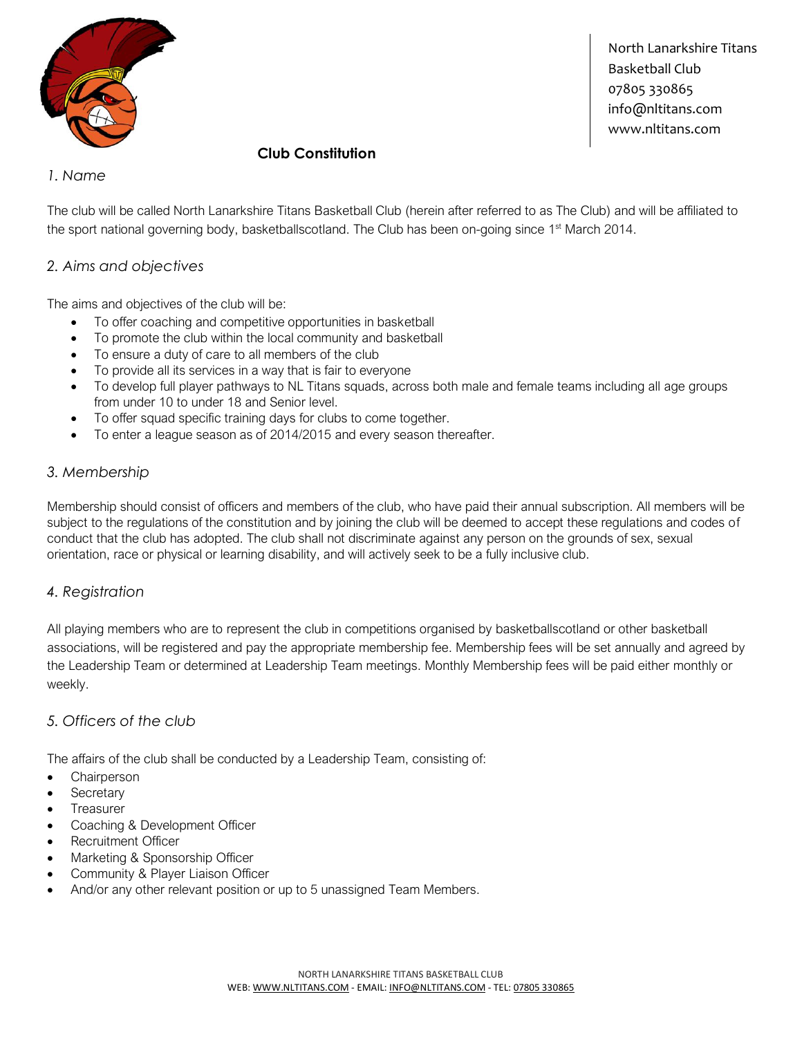North Lanarkshire Titans
Basketball Club
07805 330865
info@nltitans.com
www.nltitans.com

# Club Constitution

## 1. Name

The club will be called North Lanarkshire Titans Basketball Club (herein after referred to as The Club) and will be affiliated to the sport national governing body, basketballscotland. The Club has been on-going since 1st March 2014.

## 2. Aims and objectives

The aims and objectives of the club will be:

- To offer coaching and competitive opportunities in basketball
- To promote the club within the local community and basketball
- To ensure a duty of care to all members of the club
- To provide all its services in a way that is fair to everyone
- To develop full player pathways to NL Titans squads, across both male and female teams including all age groups from under 10 to under 18 and Senior level.
- To offer squad specific training days for clubs to come together.
- To enter a league season as of 2014/2015 and every season thereafter.

## 3. Membership

Membership should consist of officers and members of the club, who have paid their annual subscription. All members will be subject to the regulations of the constitution and by joining the club will be deemed to accept these regulations and codes of conduct that the club has adopted. The club shall not discriminate against any person on the grounds of sex, sexual orientation, race or physical or learning disability, and will actively seek to be a fully inclusive club.

## 4. Registration

All playing members who are to represent the club in competitions organised by basketballscotland or other basketball associations, will be registered and pay the appropriate membership fee. Membership fees will be set annually and agreed by the Leadership Team or determined at Leadership Team meetings. Monthly Membership fees will be paid either monthly or weekly.

## 5. Officers of the club

The affairs of the club shall be conducted by a Leadership Team, consisting of:

- Chairperson
- Secretary
- Treasurer
- Coaching & Development Officer
- Recruitment Officer
- Marketing & Sponsorship Officer
- Community & Player Liaison Officer
- And/or any other relevant position or up to 5 unassigned Team Members.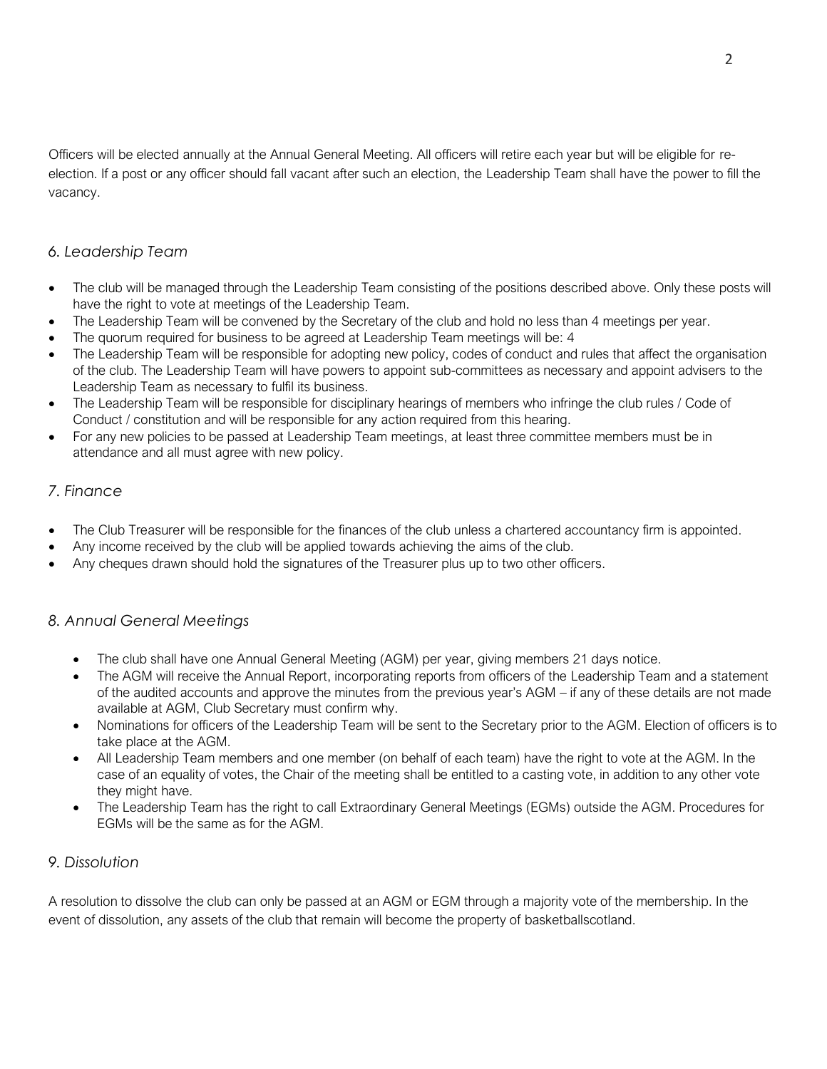Officers will be elected annually at the Annual General Meeting. All officers will retire each year but will be eligible for re-election. If a post or any officer should fall vacant after such an election, the Leadership Team shall have the power to fill the vacancy.

## *6. Leadership Team*

- The club will be managed through the Leadership Team consisting of the positions described above. Only these posts will have the right to vote at meetings of the Leadership Team.
- The Leadership Team will be convened by the Secretary of the club and hold no less than 4 meetings per year.
- The quorum required for business to be agreed at Leadership Team meetings will be: 4
- The Leadership Team will be responsible for adopting new policy, codes of conduct and rules that affect the organisation of the club. The Leadership Team will have powers to appoint sub-committees as necessary and appoint advisers to the Leadership Team as necessary to fulfil its business.
- The Leadership Team will be responsible for disciplinary hearings of members who infringe the club rules / Code of Conduct / constitution and will be responsible for any action required from this hearing.
- For any new policies to be passed at Leadership Team meetings, at least three committee members must be in attendance and all must agree with new policy.

## *7. Finance*

- The Club Treasurer will be responsible for the finances of the club unless a chartered accountancy firm is appointed.
- Any income received by the club will be applied towards achieving the aims of the club.
- Any cheques drawn should hold the signatures of the Treasurer plus up to two other officers.

## *8. Annual General Meetings*

- The club shall have one Annual General Meeting (AGM) per year, giving members 21 days notice.
- The AGM will receive the Annual Report, incorporating reports from officers of the Leadership Team and a statement of the audited accounts and approve the minutes from the previous year's AGM – if any of these details are not made available at AGM, Club Secretary must confirm why.
- Nominations for officers of the Leadership Team will be sent to the Secretary prior to the AGM. Election of officers is to take place at the AGM.
- All Leadership Team members and one member (on behalf of each team) have the right to vote at the AGM. In the case of an equality of votes, the Chair of the meeting shall be entitled to a casting vote, in addition to any other vote they might have.
- The Leadership Team has the right to call Extraordinary General Meetings (EGMs) outside the AGM. Procedures for EGMs will be the same as for the AGM.

## *9. Dissolution*

A resolution to dissolve the club can only be passed at an AGM or EGM through a majority vote of the membership. In the event of dissolution, any assets of the club that remain will become the property of basketballscotland.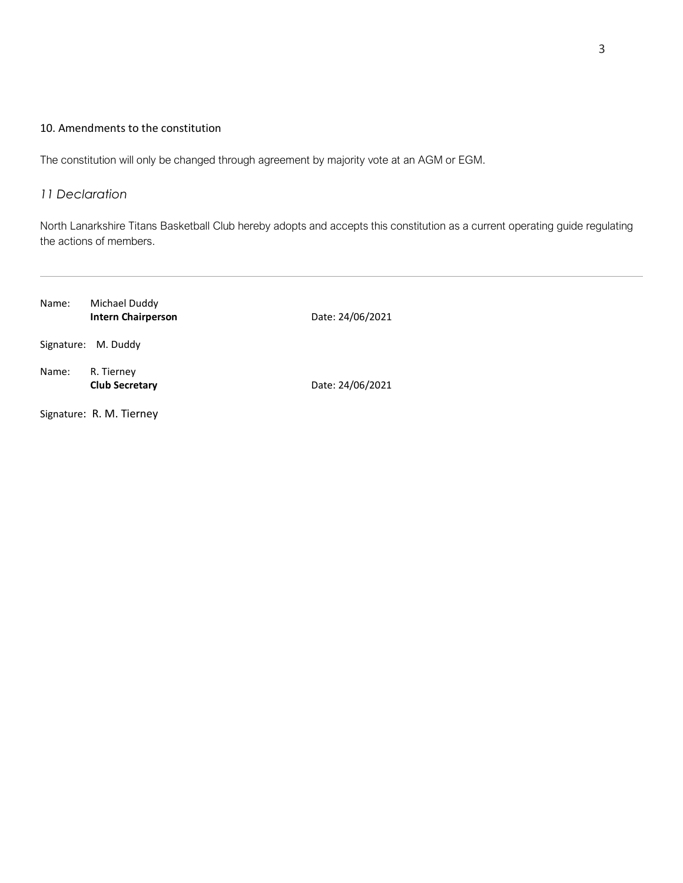## 10. Amendments to the constitution

The constitution will only be changed through agreement by majority vote at an AGM or EGM.

## *11 Declaration*

North Lanarkshire Titans Basketball Club hereby adopts and accepts this constitution as a current operating guide regulating the actions of members.

---

Name: Michael Duddy
**Intern Chairperson** Date: 24/06/2021

Signature: M. Duddy

Name: R. Tierney
**Club Secretary** Date: 24/06/2021

Signature: R. M. Tierney